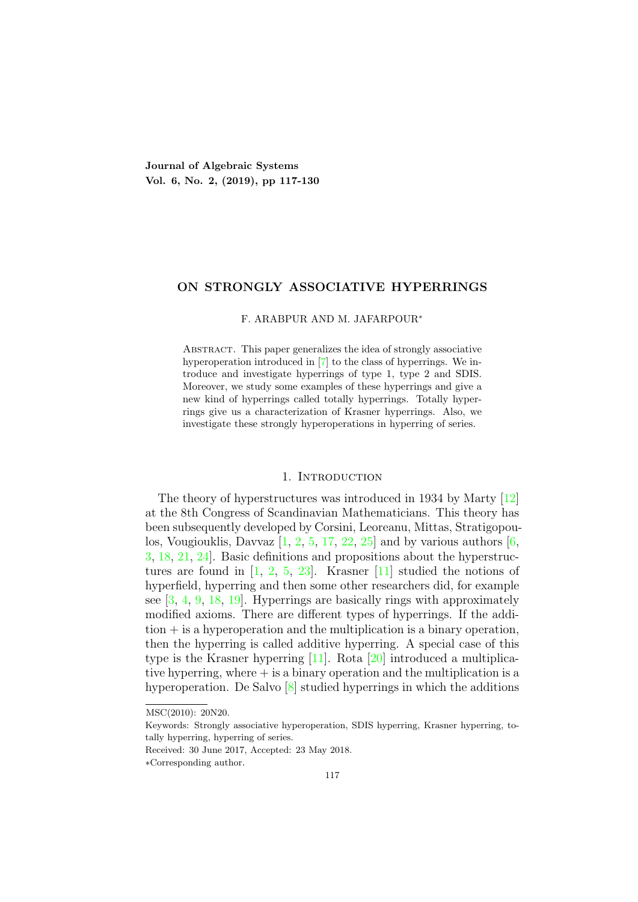# ON STRONGLY ASSOCIATIVE HYPERRINGS

F. ARABPUR AND M. JAFARPOUR*

Abstract. This paper generalizes the idea of strongly associative hyperoperation introduced in [7] to the class of hyperrings. We introduce and investigate hyperrings of type 1, type 2 and SDIS. Moreover, we study some examples of these hyperrings and give a new kind of hyperrings called totally hyperrings. Totally hyperrings give us a characterization of Krasner hyperrings. Also, we investigate these strongly hyperoperations in hyperring of series.

## 1. Introduction

The theory of hyperstructures was introduced in 1934 by Marty [12] at the 8th Congress of Scandinavian Mathematicians. This theory has been subsequently developed by Corsini, Leoreanu, Mittas, Stratigopoulos, Vougiouklis, Davvaz [1, 2, 5, 17, 22, 25] and by various authors [6, 3, 18, 21, 24]. Basic definitions and propositions about the hyperstructures are found in [1, 2, 5, 23]. Krasner [11] studied the notions of hyperfield, hyperring and then some other researchers did, for example see [3, 4, 9, 18, 19]. Hyperrings are basically rings with approximately modified axioms. There are different types of hyperrings. If the addition $+$ is a hyperoperation and the multiplication is a binary operation, then the hyperring is called additive hyperring. A special case of this type is the Krasner hyperring [11]. Rota [20] introduced a multiplicative hyperring, where $+$ is a binary operation and the multiplication is a hyperoperation. De Salvo [8] studied hyperrings in which the additions

MSC(2010): 20N20.

Keywords: Strongly associative hyperoperation, SDIS hyperring, Krasner hyperring, totally hyperring, hyperring of series.

Received: 30 June 2017, Accepted: 23 May 2018.

*Corresponding author.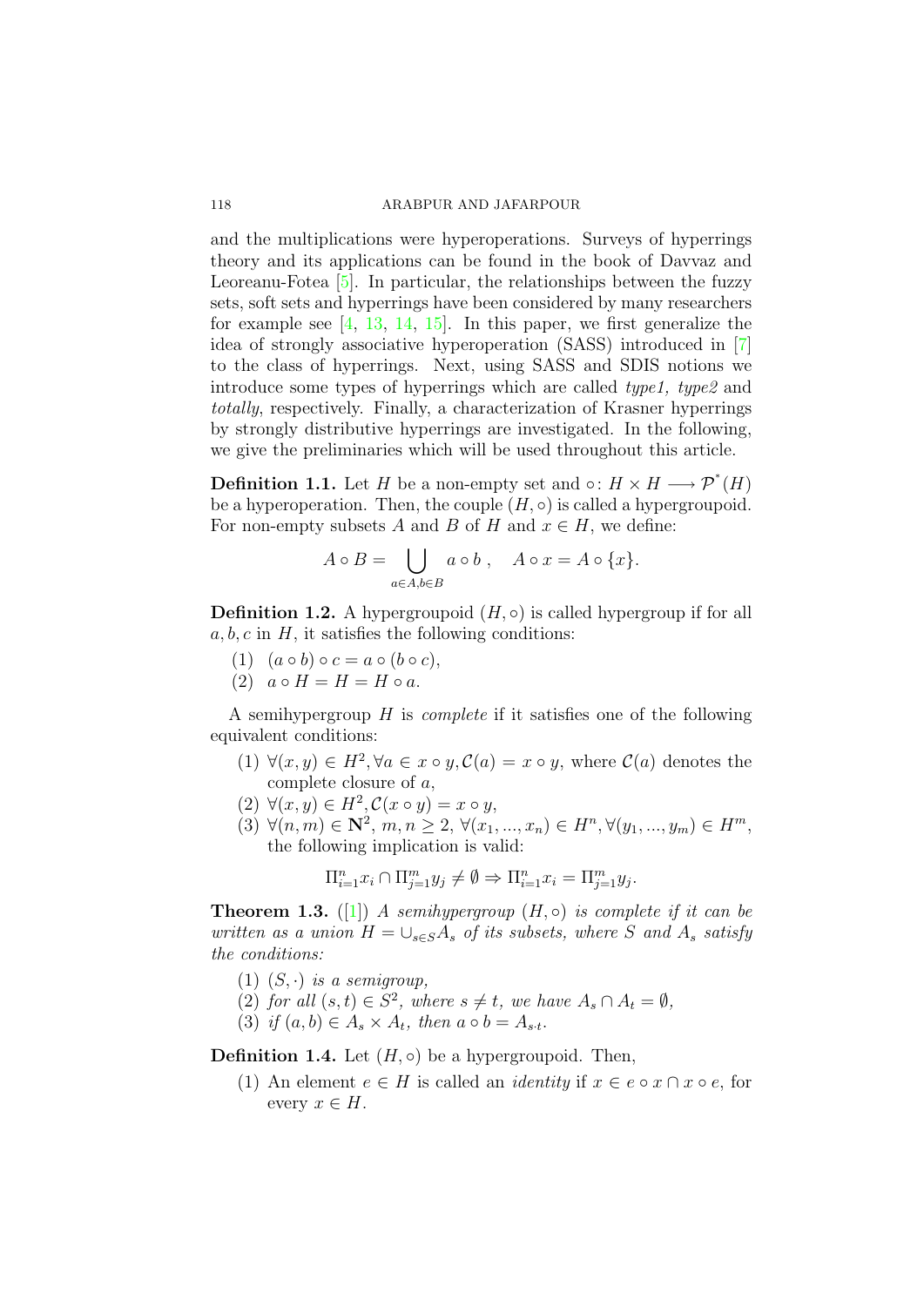and the multiplications were hyperoperations. Surveys of hyperrings theory and its applications can be found in the book of Davvaz and Leoreanu-Fotea [5]. In particular, the relationships between the fuzzy sets, soft sets and hyperrings have been considered by many researchers for example see [4, 13, 14, 15]. In this paper, we first generalize the idea of strongly associative hyperoperation (SASS) introduced in [7] to the class of hyperrings. Next, using SASS and SDIS notions we introduce some types of hyperrings which are called *type1, type2* and *totally*, respectively. Finally, a characterization of Krasner hyperrings by strongly distributive hyperrings are investigated. In the following, we give the preliminaries which will be used throughout this article.

**Definition 1.1.** Let $H$ be a non-empty set and $\circ\colon H \times H \longrightarrow \mathcal{P}^*(H)$ be a hyperoperation. Then, the couple $(H, \circ)$ is called a hypergroupoid. For non-empty subsets $A$ and $B$ of $H$ and $x \in H$, we define:

$$A \circ B = \bigcup_{a \in A, b \in B} a \circ b \ , \quad A \circ x = A \circ \{x\}.$$

**Definition 1.2.** A hypergroupoid $(H, \circ)$ is called hypergroup if for all $a, b, c$ in $H$, it satisfies the following conditions:

(1) $(a \circ b) \circ c = a \circ (b \circ c)$,
(2) $a \circ H = H = H \circ a$.

A semihypergroup $H$ is *complete* if it satisfies one of the following equivalent conditions:

(1) $\forall (x, y) \in H^2, \forall a \in x \circ y, \mathcal{C}(a) = x \circ y$, where $\mathcal{C}(a)$ denotes the complete closure of $a$,
(2) $\forall (x, y) \in H^2, \mathcal{C}(x \circ y) = x \circ y$,
(3) $\forall (n, m) \in \mathbf{N}^2$, $m, n \geq 2$, $\forall (x_1, ..., x_n) \in H^n, \forall (y_1, ..., y_m) \in H^m$, the following implication is valid:

$$\Pi_{i=1}^n x_i \cap \Pi_{j=1}^m y_j \neq \emptyset \Rightarrow \Pi_{i=1}^n x_i = \Pi_{j=1}^m y_j.$$

**Theorem 1.3.** ([1]) *A semihypergroup $(H, \circ)$ is complete if it can be written as a union $H = \cup_{s \in S} A_s$ of its subsets, where $S$ and $A_s$ satisfy the conditions:*

(1) *$(S, \cdot)$ is a semigroup,*
(2) *for all $(s, t) \in S^2$, where $s \neq t$, we have $A_s \cap A_t = \emptyset$,*
(3) *if $(a, b) \in A_s \times A_t$, then $a \circ b = A_{s \cdot t}$.*

**Definition 1.4.** Let $(H, \circ)$ be a hypergroupoid. Then,

(1) An element $e \in H$ is called an *identity* if $x \in e \circ x \cap x \circ e$, for every $x \in H$.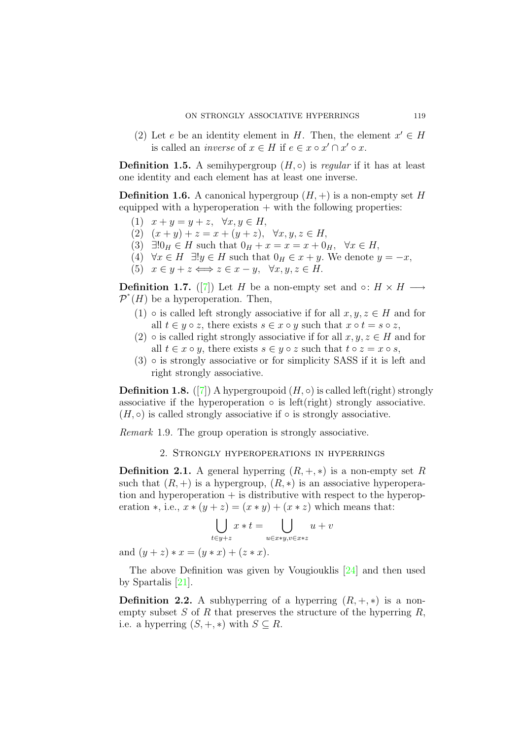(2) Let $e$ be an identity element in $H$. Then, the element $x' \in H$ is called an *inverse* of $x \in H$ if $e \in x \circ x' \cap x' \circ x$.

**Definition 1.5.** A semihypergroup $(H, \circ)$ is *regular* if it has at least one identity and each element has at least one inverse.

**Definition 1.6.** A canonical hypergroup $(H, +)$ is a non-empty set $H$ equipped with a hyperoperation $+$ with the following properties:

(1) $x + y = y + z, \quad \forall x, y \in H,$

(2) $(x + y) + z = x + (y + z), \quad \forall x, y, z \in H,$

(3) $\exists! 0_H \in H$ such that $0_H + x = x = x + 0_H, \quad \forall x \in H,$

(4) $\forall x \in H \quad \exists! y \in H$ such that $0_H \in x + y$. We denote $y = -x$,

(5) $x \in y + z \Longleftrightarrow z \in x - y, \quad \forall x, y, z \in H.$

**Definition 1.7.** ([7]) Let $H$ be a non-empty set and $\circ \colon H \times H \longrightarrow \mathcal{P}^*(H)$ be a hyperoperation. Then,

(1) $\circ$ is called left strongly associative if for all $x, y, z \in H$ and for all $t \in y \circ z$, there exists $s \in x \circ y$ such that $x \circ t = s \circ z$,

(2) $\circ$ is called right strongly associative if for all $x, y, z \in H$ and for all $t \in x \circ y$, there exists $s \in y \circ z$ such that $t \circ z = x \circ s$,

(3) $\circ$ is strongly associative or for simplicity SASS if it is left and right strongly associative.

**Definition 1.8.** ([7]) A hypergroupoid $(H, \circ)$ is called left(right) strongly associative if the hyperoperation $\circ$ is left(right) strongly associative. $(H, \circ)$ is called strongly associative if $\circ$ is strongly associative.

*Remark* 1.9. The group operation is strongly associative.

## 2. Strongly hyperoperations in hyperrings

**Definition 2.1.** A general hyperring $(R, +, *)$ is a non-empty set $R$ such that $(R, +)$ is a hypergroup, $(R, *)$ is an associative hyperoperation and hyperoperation $+$ is distributive with respect to the hyperoperation $*$, i.e., $x * (y + z) = (x * y) + (x * z)$ which means that:

$$\bigcup_{t \in y+z} x * t = \bigcup_{u \in x*y, v \in x*z} u + v$$

and $(y + z) * x = (y * x) + (z * x)$.

The above Definition was given by Vougiouklis [24] and then used by Spartalis [21].

**Definition 2.2.** A subhyperring of a hyperring $(R, +, *)$ is a non-empty subset $S$ of $R$ that preserves the structure of the hyperring $R$, i.e. a hyperring $(S, +, *)$ with $S \subseteq R$.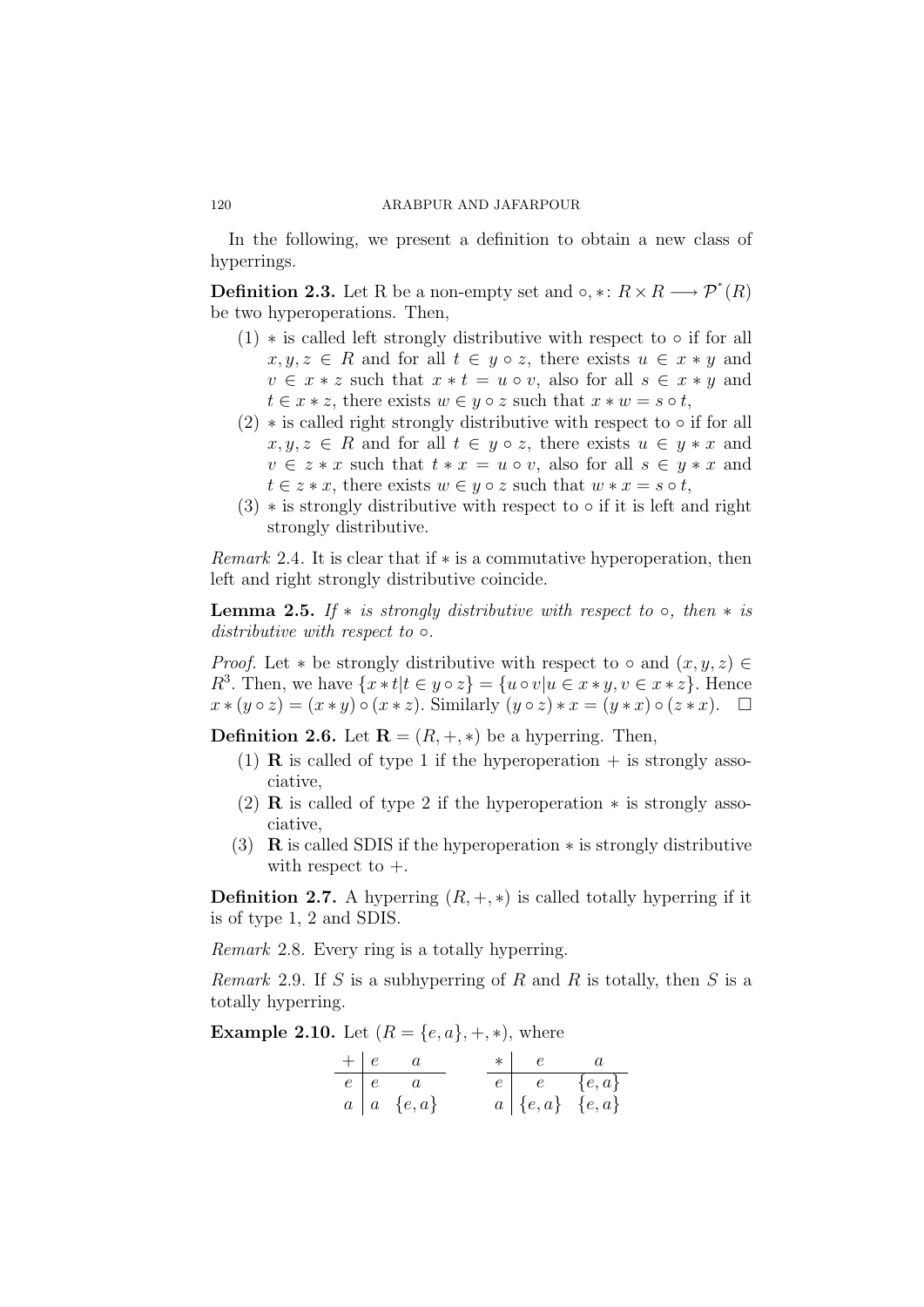In the following, we present a definition to obtain a new class of hyperrings.

**Definition 2.3.** Let R be a non-empty set and $\circ, *\colon R \times R \longrightarrow \mathcal{P}^*(R)$ be two hyperoperations. Then,

1. $*$ is called left strongly distributive with respect to $\circ$ if for all $x, y, z \in R$ and for all $t \in y \circ z$, there exists $u \in x * y$ and $v \in x * z$ such that $x * t = u \circ v$, also for all $s \in x * y$ and $t \in x * z$, there exists $w \in y \circ z$ such that $x * w = s \circ t$,
2. $*$ is called right strongly distributive with respect to $\circ$ if for all $x, y, z \in R$ and for all $t \in y \circ z$, there exists $u \in y * x$ and $v \in z * x$ such that $t * x = u \circ v$, also for all $s \in y * x$ and $t \in z * x$, there exists $w \in y \circ z$ such that $w * x = s \circ t$,
3. $*$ is strongly distributive with respect to $\circ$ if it is left and right strongly distributive.

*Remark* 2.4. It is clear that if $*$ is a commutative hyperoperation, then left and right strongly distributive coincide.

**Lemma 2.5.** *If $*$ is strongly distributive with respect to $\circ$, then $*$ is distributive with respect to $\circ$.*

*Proof.* Let $*$ be strongly distributive with respect to $\circ$ and $(x, y, z) \in R^3$. Then, we have $\{x * t | t \in y \circ z\} = \{u \circ v | u \in x * y, v \in x * z\}$. Hence $x * (y \circ z) = (x * y) \circ (x * z)$. Similarly $(y \circ z) * x = (y * x) \circ (z * x)$. $\square$

**Definition 2.6.** Let $\mathbf{R} = (R, +, *)$ be a hyperring. Then,

1. $\mathbf{R}$ is called of type 1 if the hyperoperation $+$ is strongly associative,
2. $\mathbf{R}$ is called of type 2 if the hyperoperation $*$ is strongly associative,
3. $\mathbf{R}$ is called SDIS if the hyperoperation $*$ is strongly distributive with respect to $+$.

**Definition 2.7.** A hyperring $(R, +, *)$ is called totally hyperring if it is of type 1, 2 and SDIS.

*Remark* 2.8. Every ring is a totally hyperring.

*Remark* 2.9. If $S$ is a subhyperring of $R$ and $R$ is totally, then $S$ is a totally hyperring.

**Example 2.10.** Let $(R = \{e, a\}, +, *)$, where

| $+$ | $e$ | $a$ |
|---|---|---|
| $e$ | $e$ | $a$ |
| $a$ | $a$ | $\{e, a\}$ |

| $*$ | $e$ | $a$ |
|---|---|---|
| $e$ | $e$ | $\{e, a\}$ |
| $a$ | $\{e, a\}$ | $\{e, a\}$ |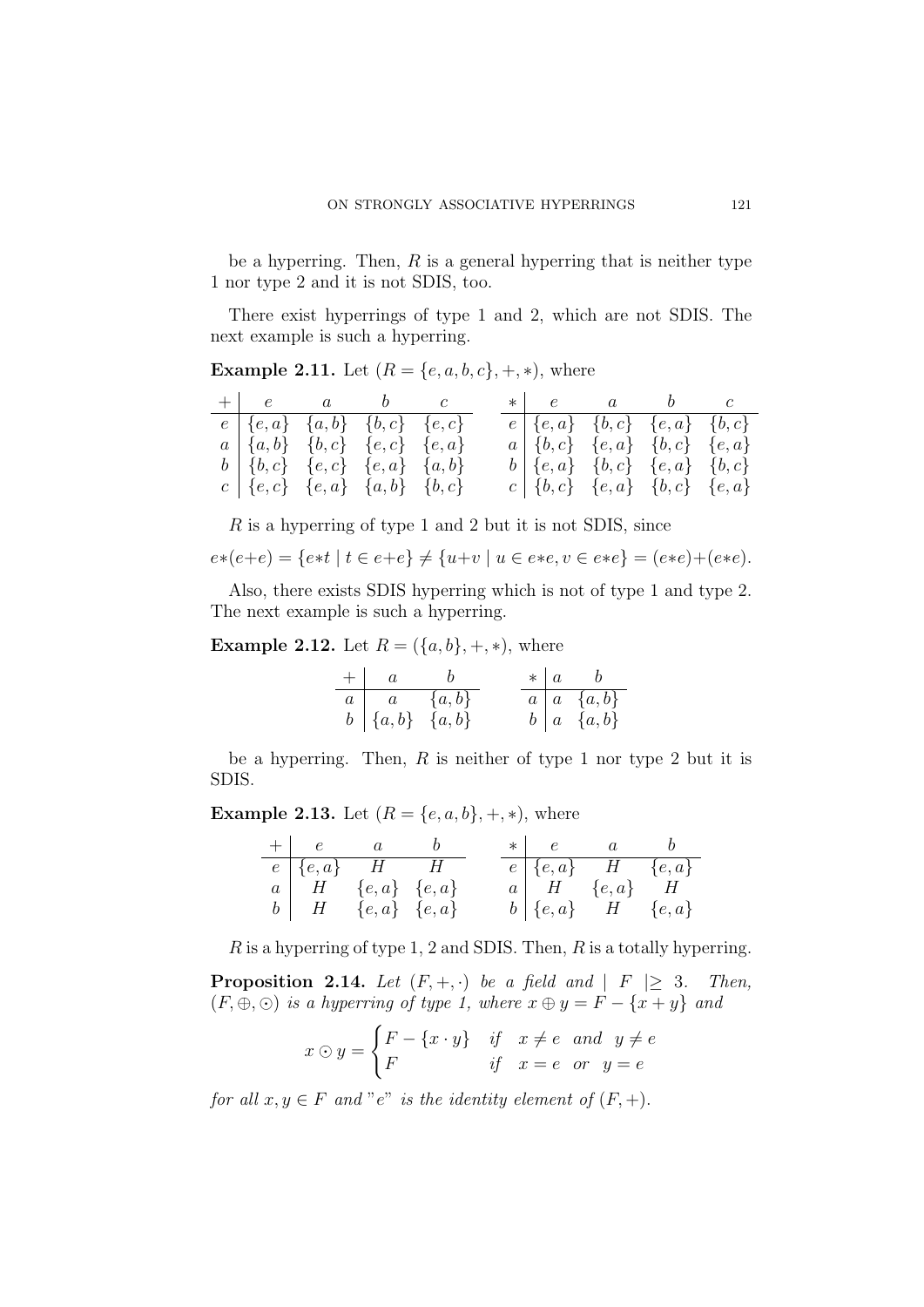be a hyperring. Then, $R$ is a general hyperring that is neither type 1 nor type 2 and it is not SDIS, too.

There exist hyperrings of type 1 and 2, which are not SDIS. The next example is such a hyperring.

**Example 2.11.** Let $(R = \{e, a, b, c\}, +, *)$, where

| $+$ | $e$ | $a$ | $b$ | $c$ |
|---|---|---|---|---|
| $e$ | $\{e, a\}$ | $\{a, b\}$ | $\{b, c\}$ | $\{e, c\}$ |
| $a$ | $\{a, b\}$ | $\{b, c\}$ | $\{e, c\}$ | $\{e, a\}$ |
| $b$ | $\{b, c\}$ | $\{e, c\}$ | $\{e, a\}$ | $\{a, b\}$ |
| $c$ | $\{e, c\}$ | $\{e, a\}$ | $\{a, b\}$ | $\{b, c\}$ |

| $*$ | $e$ | $a$ | $b$ | $c$ |
|---|---|---|---|---|
| $e$ | $\{e, a\}$ | $\{b, c\}$ | $\{e, a\}$ | $\{b, c\}$ |
| $a$ | $\{b, c\}$ | $\{e, a\}$ | $\{b, c\}$ | $\{e, a\}$ |
| $b$ | $\{e, a\}$ | $\{b, c\}$ | $\{e, a\}$ | $\{b, c\}$ |
| $c$ | $\{b, c\}$ | $\{e, a\}$ | $\{b, c\}$ | $\{e, a\}$ |

$R$ is a hyperring of type 1 and 2 but it is not SDIS, since

$$e*(e+e) = \{e*t \mid t \in e+e\} \neq \{u+v \mid u \in e*e, v \in e*e\} = (e*e)+(e*e).$$

Also, there exists SDIS hyperring which is not of type 1 and type 2. The next example is such a hyperring.

**Example 2.12.** Let $R = (\{a, b\}, +, *)$, where

| $+$ | $a$ | $b$ |
|---|---|---|
| $a$ | $a$ | $\{a, b\}$ |
| $b$ | $\{a, b\}$ | $\{a, b\}$ |

| $*$ | $a$ | $b$ |
|---|---|---|
| $a$ | $a$ | $\{a, b\}$ |
| $b$ | $a$ | $\{a, b\}$ |

be a hyperring. Then, $R$ is neither of type 1 nor type 2 but it is SDIS.

**Example 2.13.** Let $(R = \{e, a, b\}, +, *)$, where

| $+$ | $e$ | $a$ | $b$ |
|---|---|---|---|
| $e$ | $\{e, a\}$ | $H$ | $H$ |
| $a$ | $H$ | $\{e, a\}$ | $\{e, a\}$ |
| $b$ | $H$ | $\{e, a\}$ | $\{e, a\}$ |

| $*$ | $e$ | $a$ | $b$ |
|---|---|---|---|
| $e$ | $\{e, a\}$ | $H$ | $\{e, a\}$ |
| $a$ | $H$ | $\{e, a\}$ | $H$ |
| $b$ | $\{e, a\}$ | $H$ | $\{e, a\}$ |

$R$ is a hyperring of type 1, 2 and SDIS. Then, $R$ is a totally hyperring.

**Proposition 2.14.** *Let $(F, +, \cdot)$ be a field and $\mid F \mid \geq 3$. Then, $(F, \oplus, \odot)$ is a hyperring of type 1, where $x \oplus y = F - \{x + y\}$ and*

$$x \odot y = \begin{cases} F - \{x \cdot y\} & if \quad x \neq e \quad and \quad y \neq e \\ F & if \quad x = e \quad or \quad y = e \end{cases}$$

*for all $x, y \in F$ and "$e$" is the identity element of $(F, +)$.*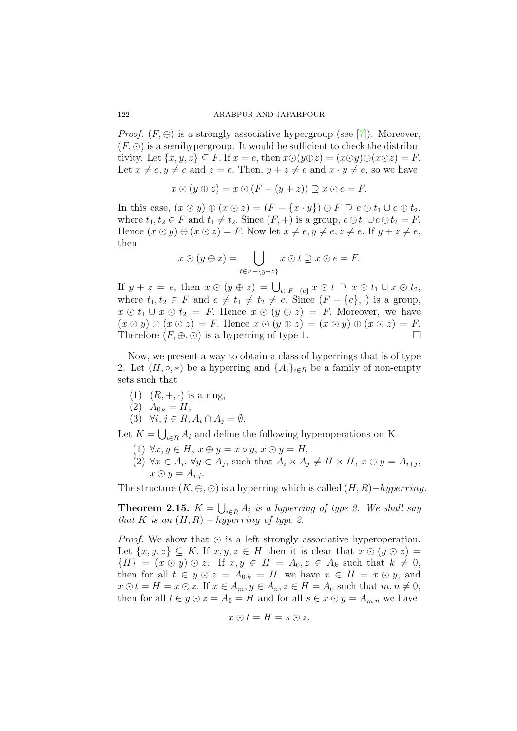*Proof.* $(F, \oplus)$ is a strongly associative hypergroup (see [7]). Moreover, $(F, \odot)$ is a semihypergroup. It would be sufficient to check the distributivity. Let $\{x, y, z\} \subseteq F$. If $x = e$, then $x \odot (y \oplus z) = (x \odot y) \oplus (x \odot z) = F$. Let $x \neq e, y \neq e$ and $z = e$. Then, $y + z \neq e$ and $x \cdot y \neq e$, so we have

$$x \odot (y \oplus z) = x \odot (F - (y + z)) \supseteq x \odot e = F.$$

In this case, $(x \odot y) \oplus (x \odot z) = (F - \{x \cdot y\}) \oplus F \supseteq e \oplus t_1 \cup e \oplus t_2$, where $t_1, t_2 \in F$ and $t_1 \neq t_2$. Since $(F, +)$ is a group, $e \oplus t_1 \cup e \oplus t_2 = F$. Hence $(x \odot y) \oplus (x \odot z) = F$. Now let $x \neq e, y \neq e, z \neq e$. If $y + z \neq e$, then

$$x \odot (y \oplus z) = \bigcup_{t \in F - \{y+z\}} x \odot t \supseteq x \odot e = F.$$

If $y + z = e$, then $x \odot (y \oplus z) = \bigcup_{t \in F - \{e\}} x \odot t \supseteq x \odot t_1 \cup x \odot t_2$, where $t_1, t_2 \in F$ and $e \neq t_1 \neq t_2 \neq e$. Since $(F - \{e\}, \cdot)$ is a group, $x \odot t_1 \cup x \odot t_2 = F$. Hence $x \odot (y \oplus z) = F$. Moreover, we have $(x \odot y) \oplus (x \odot z) = F$. Hence $x \odot (y \oplus z) = (x \odot y) \oplus (x \odot z) = F$. Therefore $(F, \oplus, \odot)$ is a hyperring of type 1. □

Now, we present a way to obtain a class of hyperrings that is of type 2. Let $(H, \circ, *)$ be a hyperring and $\{A_i\}_{i \in R}$ be a family of non-empty sets such that

(1) $(R, +, \cdot)$ is a ring,
(2) $A_{0_R} = H$,
(3) $\forall i, j \in R, A_i \cap A_j = \emptyset$.

Let $K = \bigcup_{i \in R} A_i$ and define the following hyperoperations on K

(1) $\forall x, y \in H$, $x \oplus y = x \circ y$, $x \odot y = H$,
(2) $\forall x \in A_i$, $\forall y \in A_j$, such that $A_i \times A_j \neq H \times H$, $x \oplus y = A_{i+j}$, $x \odot y = A_{i \cdot j}$.

The structure $(K, \oplus, \odot)$ is a hyperring which is called $(H, R)-hyperring$.

**Theorem 2.15.** *$K = \bigcup_{i \in R} A_i$ is a hyperring of type 2. We shall say that K is an $(H, R) - hyperring$ of type 2.*

*Proof.* We show that $\odot$ is a left strongly associative hyperoperation. Let $\{x, y, z\} \subseteq K$. If $x, y, z \in H$ then it is clear that $x \odot (y \odot z) = \{H\} = (x \odot y) \odot z$. If $x, y \in H = A_0, z \in A_k$ such that $k \neq 0$, then for all $t \in y \odot z = A_{0 \cdot k} = H$, we have $x \in H = x \odot y$, and $x \odot t = H = x \odot z$. If $x \in A_m, y \in A_n, z \in H = A_0$ such that $m, n \neq 0$, then for all $t \in y \odot z = A_0 = H$ and for all $s \in x \odot y = A_{m \cdot n}$ we have

$$x \odot t = H = s \odot z.$$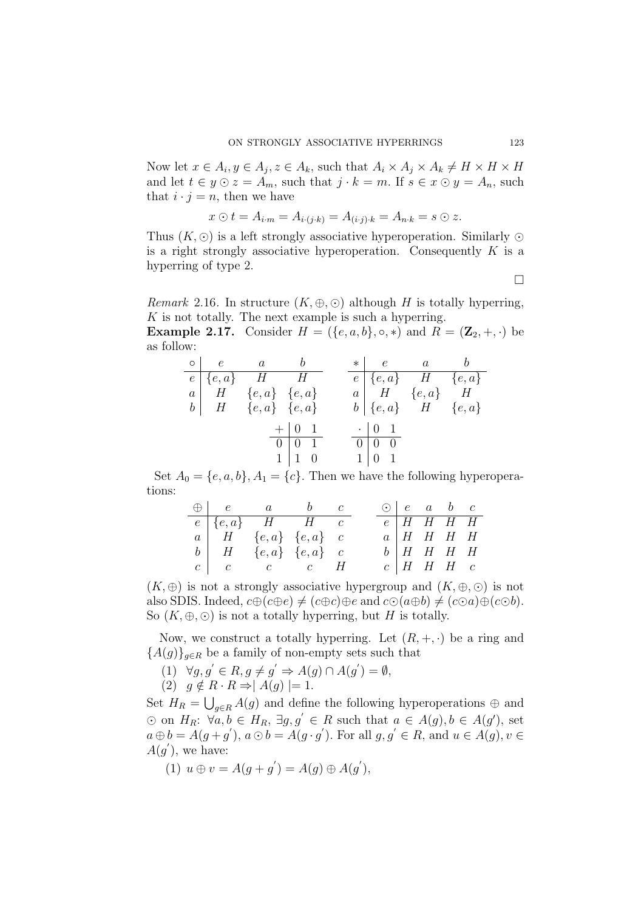Now let $x \in A_i, y \in A_j, z \in A_k$, such that $A_i \times A_j \times A_k \neq H \times H \times H$ and let $t \in y \odot z = A_m$, such that $j \cdot k = m$. If $s \in x \odot y = A_n$, such that $i \cdot j = n$, then we have

$$x \odot t = A_{i \cdot m} = A_{i \cdot (j \cdot k)} = A_{(i \cdot j) \cdot k} = A_{n \cdot k} = s \odot z.$$

Thus $(K, \odot)$ is a left strongly associative hyperoperation. Similarly $\odot$ is a right strongly associative hyperoperation. Consequently $K$ is a hyperring of type 2.

□

*Remark* 2.16. In structure $(K, \oplus, \odot)$ although $H$ is totally hyperring, $K$ is not totally. The next example is such a hyperring.

**Example 2.17.** Consider $H = (\{e, a, b\}, \circ, *)$ and $R = (\mathbf{Z}_2, +, \cdot)$ be as follow:

| $\circ$ | $e$ | $a$ | $b$ |
|---|---|---|---|
| $e$ | $\{e,a\}$ | $H$ | $H$ |
| $a$ | $H$ | $\{e,a\}$ | $\{e,a\}$ |
| $b$ | $H$ | $\{e,a\}$ | $\{e,a\}$ |

| $*$ | $e$ | $a$ | $b$ |
|---|---|---|---|
| $e$ | $\{e,a\}$ | $H$ | $\{e,a\}$ |
| $a$ | $H$ | $\{e,a\}$ | $H$ |
| $b$ | $\{e,a\}$ | $H$ | $\{e,a\}$ |

| $+$ | $0$ | $1$ |
|---|---|---|
| $0$ | $0$ | $1$ |
| $1$ | $1$ | $0$ |

| $\cdot$ | $0$ | $1$ |
|---|---|---|
| $0$ | $0$ | $0$ |
| $1$ | $0$ | $1$ |

Set $A_0 = \{e, a, b\}, A_1 = \{c\}$. Then we have the following hyperoperations:

| $\oplus$ | $e$ | $a$ | $b$ | $c$ |
|---|---|---|---|---|
| $e$ | $\{e,a\}$ | $H$ | $H$ | $c$ |
| $a$ | $H$ | $\{e,a\}$ | $\{e,a\}$ | $c$ |
| $b$ | $H$ | $\{e,a\}$ | $\{e,a\}$ | $c$ |
| $c$ | $c$ | $c$ | $c$ | $H$ |

| $\odot$ | $e$ | $a$ | $b$ | $c$ |
|---|---|---|---|---|
| $e$ | $H$ | $H$ | $H$ | $H$ |
| $a$ | $H$ | $H$ | $H$ | $H$ |
| $b$ | $H$ | $H$ | $H$ | $H$ |
| $c$ | $H$ | $H$ | $H$ | $c$ |

$(K, \oplus)$ is not a strongly associative hypergroup and $(K, \oplus, \odot)$ is not also SDIS. Indeed, $c \oplus (c \oplus e) \neq (c \oplus c) \oplus e$ and $c \odot (a \oplus b) \neq (c \odot a) \oplus (c \odot b)$. So $(K, \oplus, \odot)$ is not a totally hyperring, but $H$ is totally.

Now, we construct a totally hyperring. Let $(R, +, \cdot)$ be a ring and $\{A(g)\}_{g \in R}$ be a family of non-empty sets such that

(1) $\forall g, g' \in R, g \neq g' \Rightarrow A(g) \cap A(g') = \emptyset$,

(2) $g \notin R \cdot R \Rightarrow |A(g)| = 1$.

Set $H_R = \bigcup_{g \in R} A(g)$ and define the following hyperoperations $\oplus$ and $\odot$ on $H_R$: $\forall a, b \in H_R$, $\exists g, g' \in R$ such that $a \in A(g), b \in A(g')$, set $a \oplus b = A(g + g')$, $a \odot b = A(g \cdot g')$. For all $g, g' \in R$, and $u \in A(g), v \in A(g')$, we have:

(1) $u \oplus v = A(g + g') = A(g) \oplus A(g')$,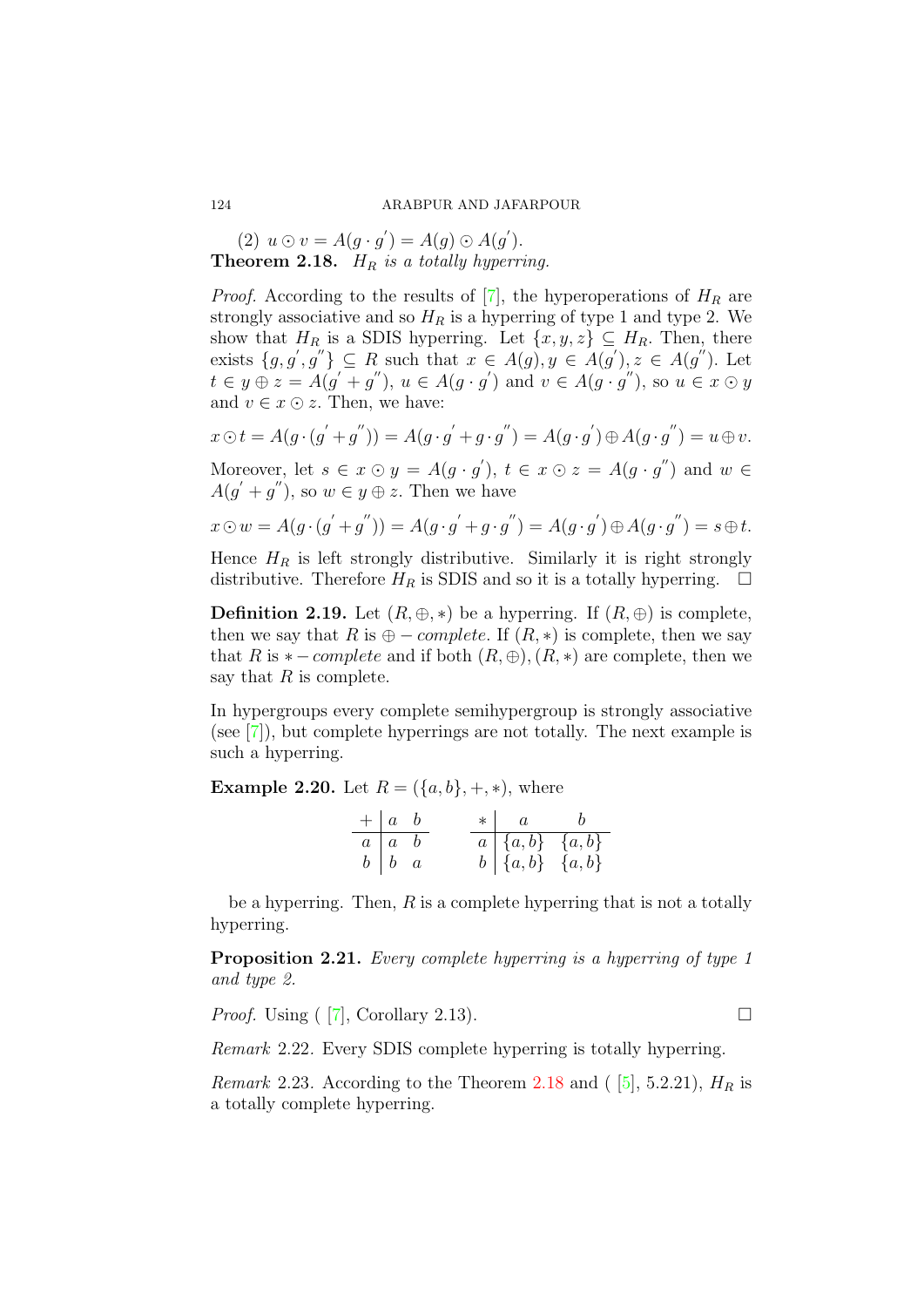(2) $u \odot v = A(g \cdot g^{'}) = A(g) \odot A(g^{'})$.

**Theorem 2.18.** *$H_R$ is a totally hyperring.*

*Proof.* According to the results of [7], the hyperoperations of $H_R$ are strongly associative and so $H_R$ is a hyperring of type 1 and type 2. We show that $H_R$ is a SDIS hyperring. Let $\{x, y, z\} \subseteq H_R$. Then, there exists $\{g, g^{'}, g^{''}\} \subseteq R$ such that $x \in A(g), y \in A(g^{'}), z \in A(g^{''})$. Let $t \in y \oplus z = A(g^{'} + g^{''})$, $u \in A(g \cdot g^{'})$ and $v \in A(g \cdot g^{''})$, so $u \in x \odot y$ and $v \in x \odot z$. Then, we have:

$$x \odot t = A(g \cdot (g^{'} + g^{''})) = A(g \cdot g^{'} + g \cdot g^{''}) = A(g \cdot g^{'}) \oplus A(g \cdot g^{''}) = u \oplus v.$$

Moreover, let $s \in x \odot y = A(g \cdot g^{'})$, $t \in x \odot z = A(g \cdot g^{''})$ and $w \in A(g^{'} + g^{''})$, so $w \in y \oplus z$. Then we have

$$x \odot w = A(g \cdot (g^{'} + g^{''})) = A(g \cdot g^{'} + g \cdot g^{''}) = A(g \cdot g^{'}) \oplus A(g \cdot g^{''}) = s \oplus t.$$

Hence $H_R$ is left strongly distributive. Similarly it is right strongly distributive. Therefore $H_R$ is SDIS and so it is a totally hyperring. $\square$

**Definition 2.19.** Let $(R, \oplus, *)$ be a hyperring. If $(R, \oplus)$ is complete, then we say that $R$ is $\oplus -$ *complete*. If $(R, *)$ is complete, then we say that $R$ is $* -$ *complete* and if both $(R, \oplus), (R, *)$ are complete, then we say that $R$ is complete.

In hypergroups every complete semihypergroup is strongly associative (see [7]), but complete hyperrings are not totally. The next example is such a hyperring.

**Example 2.20.** Let $R = (\{a, b\}, +, *)$, where

| $+$ | $a$ | $b$ |
|---|---|---|
| $a$ | $a$ | $b$ |
| $b$ | $b$ | $a$ |

| $*$ | $a$ | $b$ |
|---|---|---|
| $a$ | $\{a, b\}$ | $\{a, b\}$ |
| $b$ | $\{a, b\}$ | $\{a, b\}$ |

be a hyperring. Then, $R$ is a complete hyperring that is not a totally hyperring.

**Proposition 2.21.** *Every complete hyperring is a hyperring of type 1 and type 2.*

*Proof.* Using ( [7], Corollary 2.13). $\square$

*Remark* 2.22. Every SDIS complete hyperring is totally hyperring.

*Remark* 2.23. According to the Theorem 2.18 and ( [5], 5.2.21), $H_R$ is a totally complete hyperring.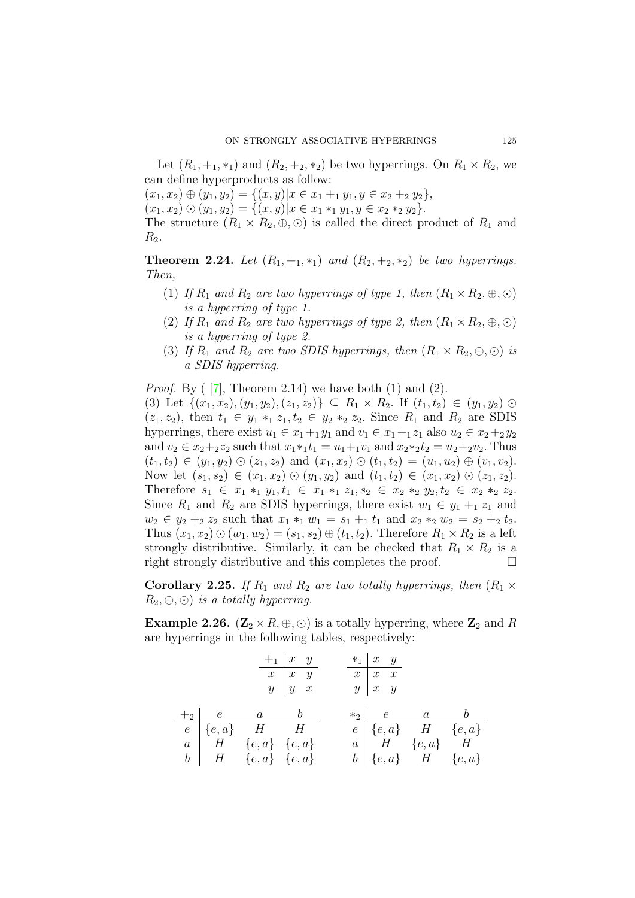Let $(R_1, +_1, *_1)$ and $(R_2, +_2, *_2)$ be two hyperrings. On $R_1 \times R_2$, we can define hyperproducts as follow:

$(x_1, x_2) \oplus (y_1, y_2) = \{(x, y) | x \in x_1 +_1 y_1, y \in x_2 +_2 y_2\}$,

$(x_1, x_2) \odot (y_1, y_2) = \{(x, y) | x \in x_1 *_1 y_1, y \in x_2 *_2 y_2\}$.

The structure $(R_1 \times R_2, \oplus, \odot)$ is called the direct product of $R_1$ and $R_2$.

**Theorem 2.24.** *Let $(R_1, +_1, *_1)$ and $(R_2, +_2, *_2)$ be two hyperrings. Then,*

1. *If $R_1$ and $R_2$ are two hyperrings of type 1, then $(R_1 \times R_2, \oplus, \odot)$ is a hyperring of type 1.*
2. *If $R_1$ and $R_2$ are two hyperrings of type 2, then $(R_1 \times R_2, \oplus, \odot)$ is a hyperring of type 2.*
3. *If $R_1$ and $R_2$ are two SDIS hyperrings, then $(R_1 \times R_2, \oplus, \odot)$ is a SDIS hyperring.*

*Proof.* By ( [7], Theorem 2.14) we have both (1) and (2).

(3) Let $\{(x_1, x_2), (y_1, y_2), (z_1, z_2)\} \subseteq R_1 \times R_2$. If $(t_1, t_2) \in (y_1, y_2) \odot (z_1, z_2)$, then $t_1 \in y_1 *_1 z_1, t_2 \in y_2 *_2 z_2$. Since $R_1$ and $R_2$ are SDIS hyperrings, there exist $u_1 \in x_1 +_1 y_1$ and $v_1 \in x_1 +_1 z_1$ also $u_2 \in x_2 +_2 y_2$ and $v_2 \in x_2 +_2 z_2$ such that $x_1 *_1 t_1 = u_1 +_1 v_1$ and $x_2 *_2 t_2 = u_2 +_2 v_2$. Thus $(t_1, t_2) \in (y_1, y_2) \odot (z_1, z_2)$ and $(x_1, x_2) \odot (t_1, t_2) = (u_1, u_2) \oplus (v_1, v_2)$. Now let $(s_1, s_2) \in (x_1, x_2) \odot (y_1, y_2)$ and $(t_1, t_2) \in (x_1, x_2) \odot (z_1, z_2)$. Therefore $s_1 \in x_1 *_1 y_1, t_1 \in x_1 *_1 z_1, s_2 \in x_2 *_2 y_2, t_2 \in x_2 *_2 z_2$. Since $R_1$ and $R_2$ are SDIS hyperrings, there exist $w_1 \in y_1 +_1 z_1$ and $w_2 \in y_2 +_2 z_2$ such that $x_1 *_1 w_1 = s_1 +_1 t_1$ and $x_2 *_2 w_2 = s_2 +_2 t_2$. Thus $(x_1, x_2) \odot (w_1, w_2) = (s_1, s_2) \oplus (t_1, t_2)$. Therefore $R_1 \times R_2$ is a left strongly distributive. Similarly, it can be checked that $R_1 \times R_2$ is a right strongly distributive and this completes the proof. □

**Corollary 2.25.** *If $R_1$ and $R_2$ are two totally hyperrings, then $(R_1 \times R_2, \oplus, \odot)$ is a totally hyperring.*

**Example 2.26.** $(\mathbf{Z}_2 \times R, \oplus, \odot)$ is a totally hyperring, where $\mathbf{Z}_2$ and $R$ are hyperrings in the following tables, respectively:

| $+_1$ | $x$ | $y$ |
|---|---|---|
| $x$ | $x$ | $y$ |
| $y$ | $y$ | $x$ |

| $*_1$ | $x$ | $y$ |
|---|---|---|
| $x$ | $x$ | $x$ |
| $y$ | $x$ | $y$ |

| $+_2$ | $e$ | $a$ | $b$ |
|---|---|---|---|
| $e$ | $\{e, a\}$ | $H$ | $H$ |
| $a$ | $H$ | $\{e, a\}$ | $\{e, a\}$ |
| $b$ | $H$ | $\{e, a\}$ | $\{e, a\}$ |

| $*_2$ | $e$ | $a$ | $b$ |
|---|---|---|---|
| $e$ | $\{e, a\}$ | $H$ | $\{e, a\}$ |
| $a$ | $H$ | $\{e, a\}$ | $H$ |
| $b$ | $\{e, a\}$ | $H$ | $\{e, a\}$ |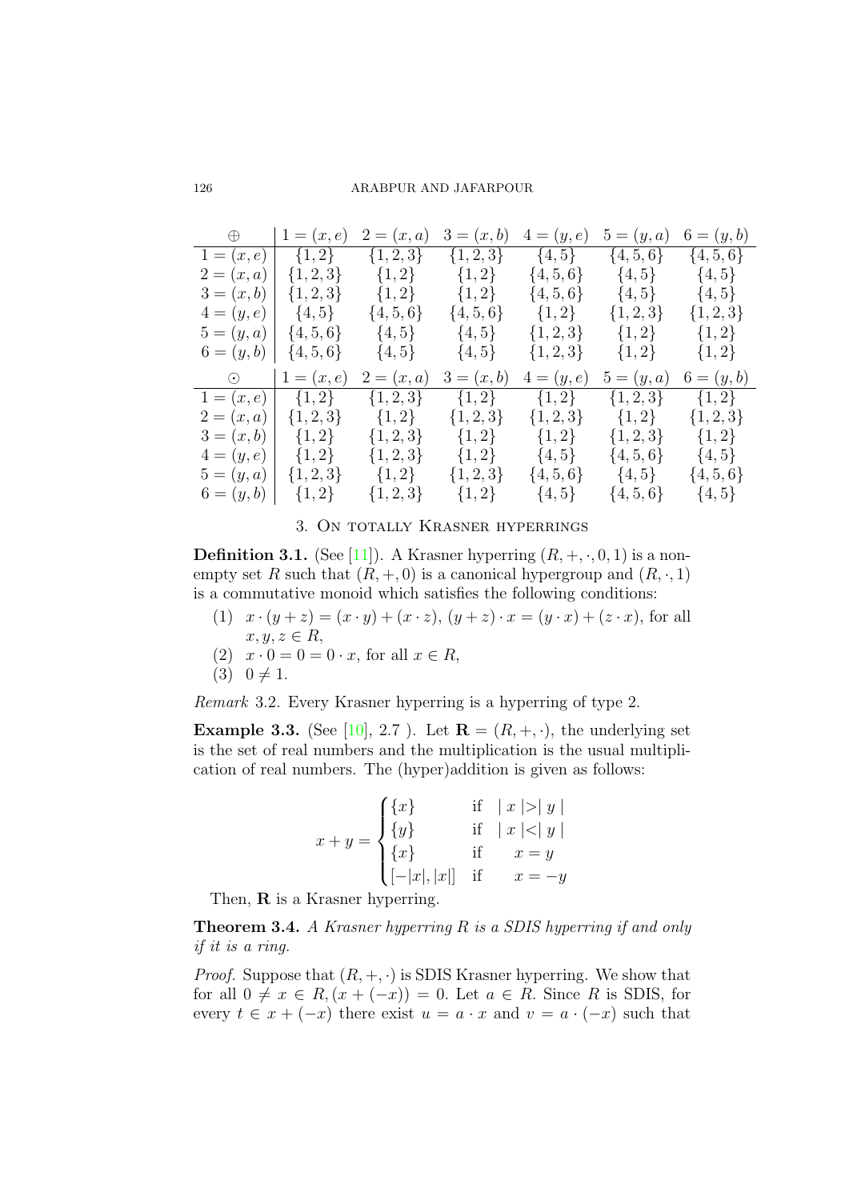| $\oplus$ | $1=(x,e)$ | $2=(x,a)$ | $3=(x,b)$ | $4=(y,e)$ | $5=(y,a)$ | $6=(y,b)$ |
|---|---|---|---|---|---|---|
| $1=(x,e)$ | $\{1,2\}$ | $\{1,2,3\}$ | $\{1,2,3\}$ | $\{4,5\}$ | $\{4,5,6\}$ | $\{4,5,6\}$ |
| $2=(x,a)$ | $\{1,2,3\}$ | $\{1,2\}$ | $\{1,2\}$ | $\{4,5,6\}$ | $\{4,5\}$ | $\{4,5\}$ |
| $3=(x,b)$ | $\{1,2,3\}$ | $\{1,2\}$ | $\{1,2\}$ | $\{4,5,6\}$ | $\{4,5\}$ | $\{4,5\}$ |
| $4=(y,e)$ | $\{4,5\}$ | $\{4,5,6\}$ | $\{4,5,6\}$ | $\{1,2\}$ | $\{1,2,3\}$ | $\{1,2,3\}$ |
| $5=(y,a)$ | $\{4,5,6\}$ | $\{4,5\}$ | $\{4,5\}$ | $\{1,2,3\}$ | $\{1,2\}$ | $\{1,2\}$ |
| $6=(y,b)$ | $\{4,5,6\}$ | $\{4,5\}$ | $\{4,5\}$ | $\{1,2,3\}$ | $\{1,2\}$ | $\{1,2\}$ |

| $\odot$ | $1=(x,e)$ | $2=(x,a)$ | $3=(x,b)$ | $4=(y,e)$ | $5=(y,a)$ | $6=(y,b)$ |
|---|---|---|---|---|---|---|
| $1=(x,e)$ | $\{1,2\}$ | $\{1,2,3\}$ | $\{1,2\}$ | $\{1,2\}$ | $\{1,2,3\}$ | $\{1,2\}$ |
| $2=(x,a)$ | $\{1,2,3\}$ | $\{1,2\}$ | $\{1,2,3\}$ | $\{1,2,3\}$ | $\{1,2\}$ | $\{1,2,3\}$ |
| $3=(x,b)$ | $\{1,2\}$ | $\{1,2,3\}$ | $\{1,2\}$ | $\{1,2\}$ | $\{1,2,3\}$ | $\{1,2\}$ |
| $4=(y,e)$ | $\{1,2\}$ | $\{1,2,3\}$ | $\{1,2\}$ | $\{4,5\}$ | $\{4,5,6\}$ | $\{4,5\}$ |
| $5=(y,a)$ | $\{1,2,3\}$ | $\{1,2\}$ | $\{1,2,3\}$ | $\{4,5,6\}$ | $\{4,5\}$ | $\{4,5,6\}$ |
| $6=(y,b)$ | $\{1,2\}$ | $\{1,2,3\}$ | $\{1,2\}$ | $\{4,5\}$ | $\{4,5,6\}$ | $\{4,5\}$ |

## 3. On totally Krasner hyperrings

**Definition 3.1.** (See [11]). A Krasner hyperring $(R,+,\cdot,0,1)$ is a non-empty set $R$ such that $(R,+,0)$ is a canonical hypergroup and $(R,\cdot,1)$ is a commutative monoid which satisfies the following conditions:

1. $x\cdot(y+z)=(x\cdot y)+(x\cdot z)$, $(y+z)\cdot x=(y\cdot x)+(z\cdot x)$, for all $x,y,z\in R$,
2. $x\cdot 0=0=0\cdot x$, for all $x\in R$,
3. $0\neq 1$.

*Remark* 3.2. Every Krasner hyperring is a hyperring of type 2.

**Example 3.3.** (See [10], 2.7 ). Let $\mathbf{R}=(R,+,\cdot)$, the underlying set is the set of real numbers and the multiplication is the usual multiplication of real numbers. The (hyper)addition is given as follows:

$$x+y=\begin{cases}\{x\} & \text{if } \ |x|>|y| \\ \{y\} & \text{if } \ |x|<|y| \\ \{x\} & \text{if } \quad x=y \\ [-|x|,|x|] & \text{if } \quad x=-y\end{cases}$$

Then, $\mathbf{R}$ is a Krasner hyperring.

**Theorem 3.4.** *A Krasner hyperring $R$ is a SDIS hyperring if and only if it is a ring.*

*Proof.* Suppose that $(R,+,\cdot)$ is SDIS Krasner hyperring. We show that for all $0\neq x\in R,(x+(-x))=0$. Let $a\in R$. Since $R$ is SDIS, for every $t\in x+(-x)$ there exist $u=a\cdot x$ and $v=a\cdot(-x)$ such that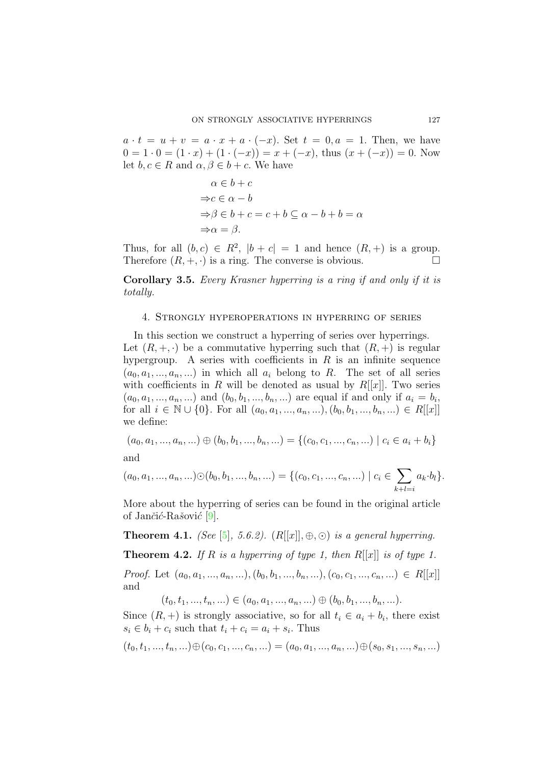$a \cdot t = u + v = a \cdot x + a \cdot (-x)$. Set $t = 0, a = 1$. Then, we have $0 = 1 \cdot 0 = (1 \cdot x) + (1 \cdot (-x)) = x + (-x)$, thus $(x + (-x)) = 0$. Now let $b, c \in R$ and $\alpha, \beta \in b + c$. We have

$$
\begin{aligned}
&\alpha \in b + c \\
\Rightarrow &c \in \alpha - b \\
\Rightarrow &\beta \in b + c = c + b \subseteq \alpha - b + b = \alpha \\
\Rightarrow &\alpha = \beta.
\end{aligned}
$$

Thus, for all $(b, c) \in R^2$, $|b + c| = 1$ and hence $(R, +)$ is a group. Therefore $(R, +, \cdot)$ is a ring. The converse is obvious. □

**Corollary 3.5.** *Every Krasner hyperring is a ring if and only if it is totally.*

## 4. Strongly hyperoperations in hyperring of series

In this section we construct a hyperring of series over hyperrings. Let $(R, +, \cdot)$ be a commutative hyperring such that $(R, +)$ is regular hypergroup. A series with coefficients in $R$ is an infinite sequence $(a_0, a_1, ..., a_n, ...)$ in which all $a_i$ belong to $R$. The set of all series with coefficients in $R$ will be denoted as usual by $R[[x]]$. Two series $(a_0, a_1, ..., a_n, ...)$ and $(b_0, b_1, ..., b_n, ...)$ are equal if and only if $a_i = b_i$, for all $i \in \mathbb{N} \cup \{0\}$. For all $(a_0, a_1, ..., a_n, ...), (b_0, b_1, ..., b_n, ...) \in R[[x]]$ we define:

$$(a_0, a_1, ..., a_n, ...) \oplus (b_0, b_1, ..., b_n, ...) = \{(c_0, c_1, ..., c_n, ...) \mid c_i \in a_i + b_i\}$$

and

$$(a_0, a_1, ..., a_n, ...) \odot (b_0, b_1, ..., b_n, ...) = \{(c_0, c_1, ..., c_n, ...) \mid c_i \in \sum_{k+l=i} a_k \cdot b_l\}.$$

More about the hyperring of series can be found in the original article of Jančić-Rašović [9].

**Theorem 4.1.** *(See [5], 5.6.2). $(R[[x]], \oplus, \odot)$ is a general hyperring.*

**Theorem 4.2.** *If $R$ is a hyperring of type 1, then $R[[x]]$ is of type 1.*

*Proof.* Let $(a_0, a_1, ..., a_n, ...), (b_0, b_1, ..., b_n, ...), (c_0, c_1, ..., c_n, ...) \in R[[x]]$ and

$$(t_0, t_1, ..., t_n, ...) \in (a_0, a_1, ..., a_n, ...) \oplus (b_0, b_1, ..., b_n, ...).$$

Since $(R, +)$ is strongly associative, so for all $t_i \in a_i + b_i$, there exist $s_i \in b_i + c_i$ such that $t_i + c_i = a_i + s_i$. Thus

$$(t_0, t_1, ..., t_n, ...) \oplus (c_0, c_1, ..., c_n, ...) = (a_0, a_1, ..., a_n, ...) \oplus (s_0, s_1, ..., s_n, ...)$$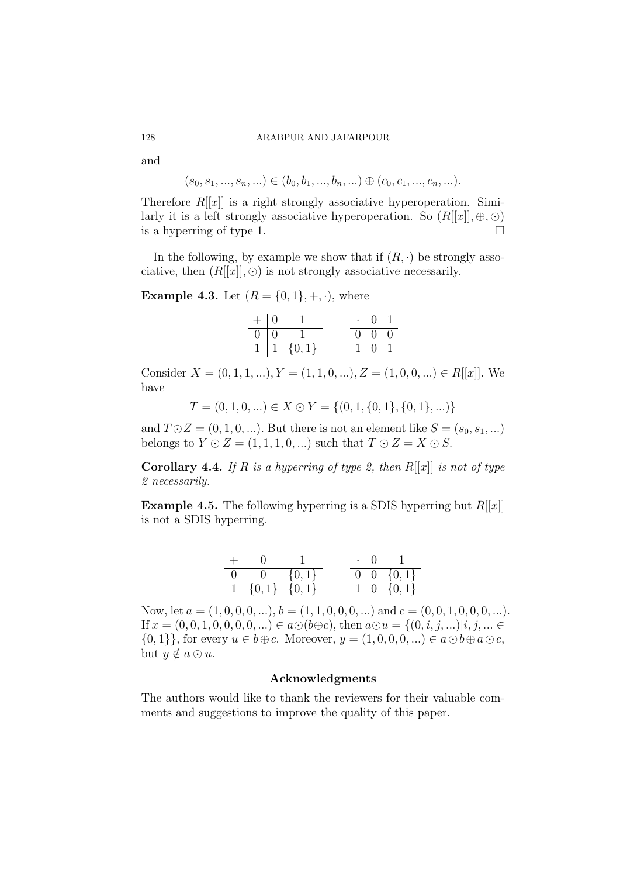and

$$(s_0, s_1, ..., s_n, ...) \in (b_0, b_1, ..., b_n, ...) \oplus (c_0, c_1, ..., c_n, ...).$$

Therefore $R[[x]]$ is a right strongly associative hyperoperation. Similarly it is a left strongly associative hyperoperation. So $(R[[x]], \oplus, \odot)$ is a hyperring of type 1. $\square$

In the following, by example we show that if $(R, \cdot)$ be strongly associative, then $(R[[x]], \odot)$ is not strongly associative necessarily.

**Example 4.3.** Let $(R = \{0, 1\}, +, \cdot)$, where

| $+$ | $0$ | $1$ |
|---|---|---|
| $0$ | $0$ | $1$ |
| $1$ | $1$ | $\{0,1\}$ |

| $\cdot$ | $0$ | $1$ |
|---|---|---|
| $0$ | $0$ | $0$ |
| $1$ | $0$ | $1$ |

Consider $X = (0, 1, 1, ...), Y = (1, 1, 0, ...), Z = (1, 0, 0, ...) \in R[[x]]$. We have

$$T = (0, 1, 0, ...) \in X \odot Y = \{(0, 1, \{0, 1\}, \{0, 1\}, ...)\}$$

and $T \odot Z = (0, 1, 0, ...)$. But there is not an element like $S = (s_0, s_1, ...)$ belongs to $Y \odot Z = (1, 1, 1, 0, ...)$ such that $T \odot Z = X \odot S$.

**Corollary 4.4.** *If $R$ is a hyperring of type 2, then $R[[x]]$ is not of type 2 necessarily.*

**Example 4.5.** The following hyperring is a SDIS hyperring but $R[[x]]$ is not a SDIS hyperring.

| $+$ | $0$ | $1$ |
|---|---|---|
| $0$ | $0$ | $\{0,1\}$ |
| $1$ | $\{0,1\}$ | $\{0,1\}$ |

| $\cdot$ | $0$ | $1$ |
|---|---|---|
| $0$ | $0$ | $\{0,1\}$ |
| $1$ | $0$ | $\{0,1\}$ |

Now, let $a = (1, 0, 0, 0, ...)$, $b = (1, 1, 0, 0, 0, ...)$ and $c = (0, 0, 1, 0, 0, 0, ...)$. If $x = (0, 0, 1, 0, 0, 0, 0, ...) \in a \odot (b \oplus c)$, then $a \odot u = \{(0, i, j, ...) | i, j, ... \in \{0, 1\}\}$, for every $u \in b \oplus c$. Moreover, $y = (1, 0, 0, 0, ...) \in a \odot b \oplus a \odot c$, but $y \notin a \odot u$.

## Acknowledgments

The authors would like to thank the reviewers for their valuable comments and suggestions to improve the quality of this paper.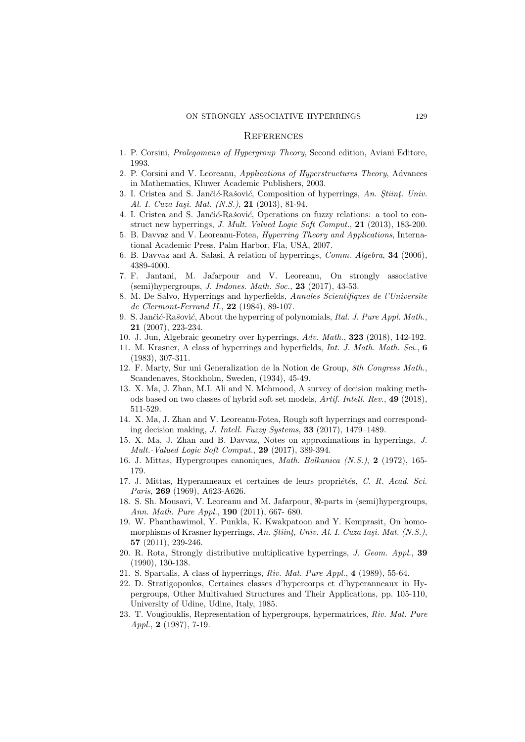## References

1. P. Corsini, *Prolegomena of Hypergroup Theory*, Second edition, Aviani Editore, 1993.
2. P. Corsini and V. Leoreanu, *Applications of Hyperstructures Theory*, Advances in Mathematics, Kluwer Academic Publishers, 2003.
3. I. Cristea and S. Jančić-Rašović, Composition of hyperrings, *An. Ştiinţ. Univ. Al. I. Cuza Iaşi. Mat. (N.S.)*, **21** (2013), 81-94.
4. I. Cristea and S. Jančić-Rašović, Operations on fuzzy relations: a tool to construct new hyperrings, *J. Mult. Valued Logic Soft Comput.*, **21** (2013), 183-200.
5. B. Davvaz and V. Leoreanu-Fotea, *Hyperring Theory and Applications*, International Academic Press, Palm Harbor, Fla, USA, 2007.
6. B. Davvaz and A. Salasi, A relation of hyperrings, *Comm. Algebra*, **34** (2006), 4389-4000.
7. F. Jantani, M. Jafarpour and V. Leoreanu, On strongly associative (semi)hypergroups, *J. Indones. Math. Soc.*, **23** (2017), 43-53.
8. M. De Salvo, Hyperrings and hyperfields, *Annales Scientifiques de l'Universite de Clermont-Ferrand II.*, **22** (1984), 89-107.
9. S. Jančić-Rašović, About the hyperring of polynomials, *Ital. J. Pure Appl. Math.*, **21** (2007), 223-234.
10. J. Jun, Algebraic geometry over hyperrings, *Adv. Math.*, **323** (2018), 142-192.
11. M. Krasner, A class of hyperrings and hyperfields, *Int. J. Math. Math. Sci.*, **6** (1983), 307-311.
12. F. Marty, Sur uni Generalization de la Notion de Group, *8th Congress Math.*, Scandenaves, Stockholm, Sweden, (1934), 45-49.
13. X. Ma, J. Zhan, M.I. Ali and N. Mehmood, A survey of decision making methods based on two classes of hybrid soft set models, *Artif. Intell. Rev.*, **49** (2018), 511-529.
14. X. Ma, J. Zhan and V. Leoreanu-Fotea, Rough soft hyperrings and corresponding decision making, *J. Intell. Fuzzy Systems*, **33** (2017), 1479–1489.
15. X. Ma, J. Zhan and B. Davvaz, Notes on approximations in hyperrings, *J. Mult.-Valued Logic Soft Comput.*, **29** (2017), 389-394.
16. J. Mittas, Hypergroupes canoniques, *Math. Balkanica (N.S.)*, **2** (1972), 165-179.
17. J. Mittas, Hyperanneaux et certaines de leurs propriétés, *C. R. Acad. Sci. Paris*, **269** (1969), A623-A626.
18. S. Sh. Mousavi, V. Leoreanu and M. Jafarpour, $\Re$-parts in (semi)hypergroups, *Ann. Math. Pure Appl.*, **190** (2011), 667- 680.
19. W. Phanthawimol, Y. Punkla, K. Kwakpatoon and Y. Kemprasit, On homomorphisms of Krasner hyperrings, *An. Ştiinţ, Univ. Al. I. Cuza Iaşi. Mat. (N.S.)*, **57** (2011), 239-246.
20. R. Rota, Strongly distributive multiplicative hyperrings, *J. Geom. Appl.*, **39** (1990), 130-138.
21. S. Spartalis, A class of hyperrings, *Riv. Mat. Pure Appl.*, **4** (1989), 55-64.
22. D. Stratigopoulos, Certaines classes d'hypercorps et d'hyperanneaux in Hypergroups, Other Multivalued Structures and Their Applications, pp. 105-110, University of Udine, Udine, Italy, 1985.
23. T. Vougiouklis, Representation of hypergroups, hypermatrices, *Riv. Mat. Pure Appl.*, **2** (1987), 7-19.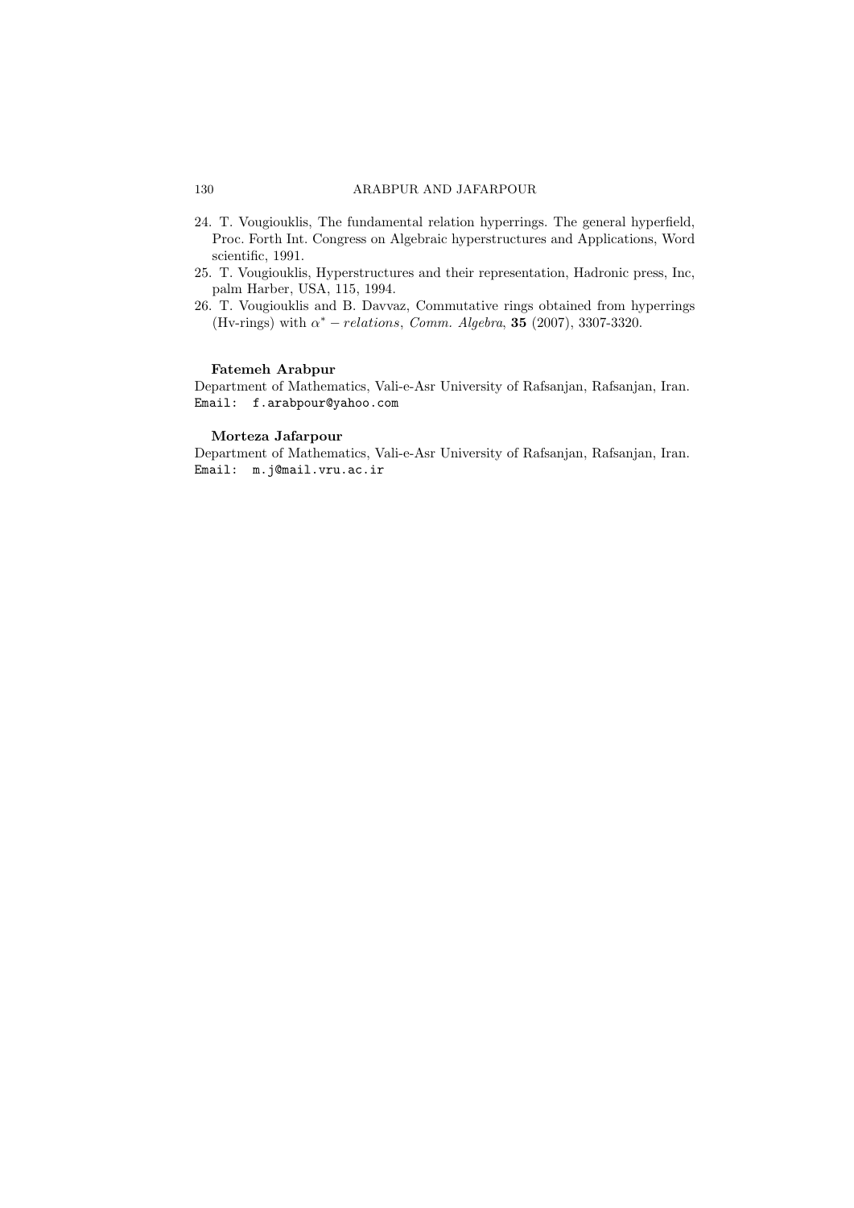24. T. Vougiouklis, The fundamental relation hyperrings. The general hyperfield, Proc. Forth Int. Congress on Algebraic hyperstructures and Applications, Word scientific, 1991.
25. T. Vougiouklis, Hyperstructures and their representation, Hadronic press, Inc, palm Harber, USA, 115, 1994.
26. T. Vougiouklis and B. Davvaz, Commutative rings obtained from hyperrings (Hv-rings) with $\alpha^* - relations$, *Comm. Algebra*, **35** (2007), 3307-3320.

**Fatemeh Arabpur**
Department of Mathematics, Vali-e-Asr University of Rafsanjan, Rafsanjan, Iran.
Email: `f.arabpour@yahoo.com`

**Morteza Jafarpour**
Department of Mathematics, Vali-e-Asr University of Rafsanjan, Rafsanjan, Iran.
Email: `m.j@mail.vru.ac.ir`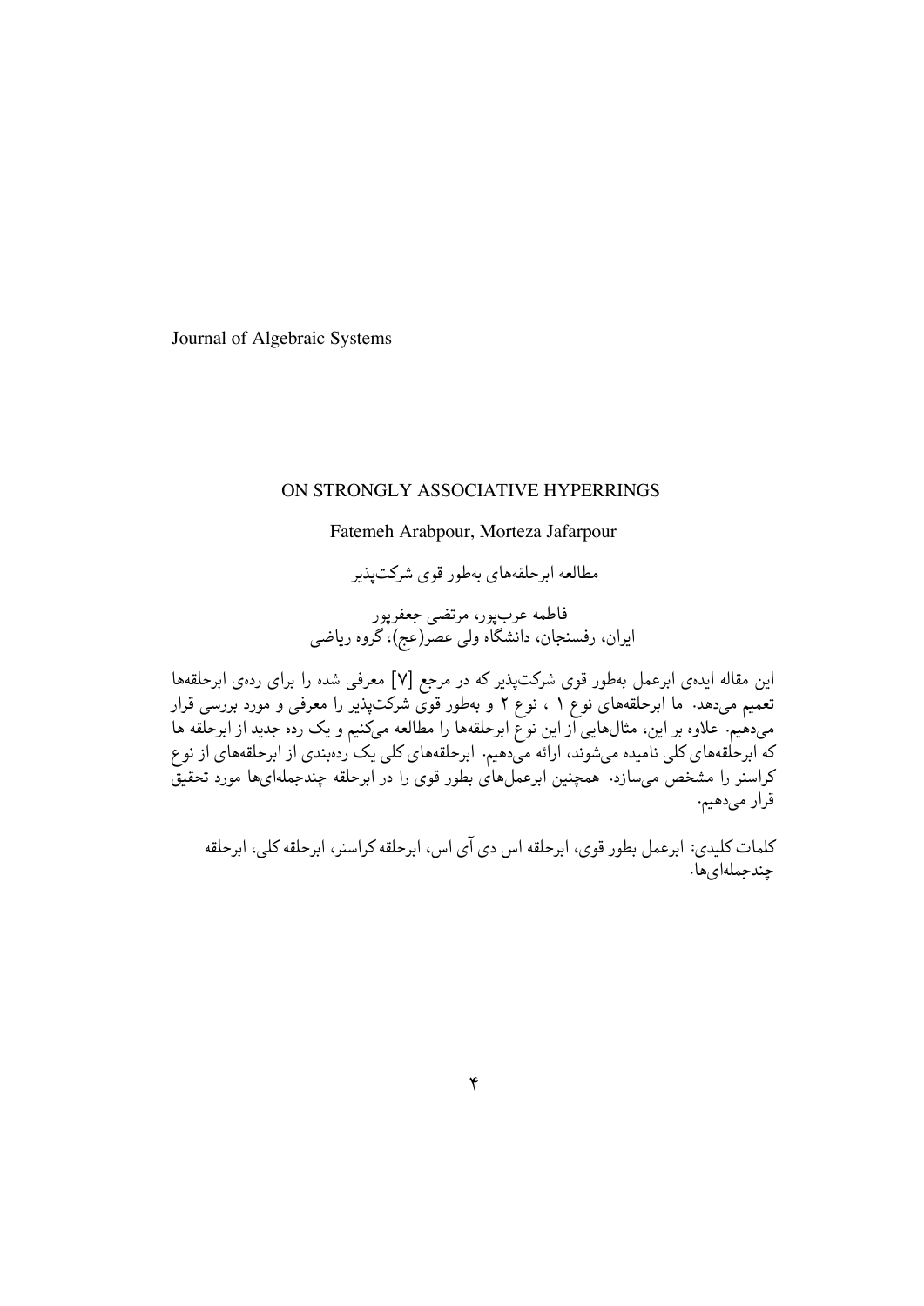Journal of Algebraic Systems

## ON STRONGLY ASSOCIATIVE HYPERRINGS

Fatemeh Arabpour, Morteza Jafarpour

مطالعه ابرحلقه‌های به‌طور قوی شرکت‌پذیر

فاطمه عرب‌پور، مرتضی جعفرپور

ایران، رفسنجان، دانشگاه ولی عصر(عج)، گروه ریاضی

این مقاله ایده‌ی ابرعمل به‌طور قوی شرکت‌پذیر که در مرجع [۷] معرفی شده را برای رده‌ی ابرحلقه‌ها تعمیم می‌دهد. ما ابرحلقه‌های نوع ۱ ، نوع ۲ و به‌طور قوی شرکت‌پذیر را معرفی و مورد بررسی قرار می‌دهیم. علاوه بر این، مثال‌هایی از این نوع ابرحلقه‌ها را مطالعه می‌کنیم و یک رده جدید از ابرحلقه ها که ابرحلقه‌های کلی نامیده می‌شوند، ارائه می‌دهیم. ابرحلقه‌های کلی یک رده‌بندی از ابرحلقه‌های از نوع کراسنر را مشخص می‌سازد. همچنین ابرعمل‌های بطور قوی را در ابرحلقه چندجمله‌ای‌ها مورد تحقیق قرار می‌دهیم.

کلمات کلیدی: ابرعمل بطور قوی، ابرحلقه اس دی آی اس، ابرحلقه کراسنر، ابرحلقه کلی، ابرحلقه چندجمله‌ای‌ها.